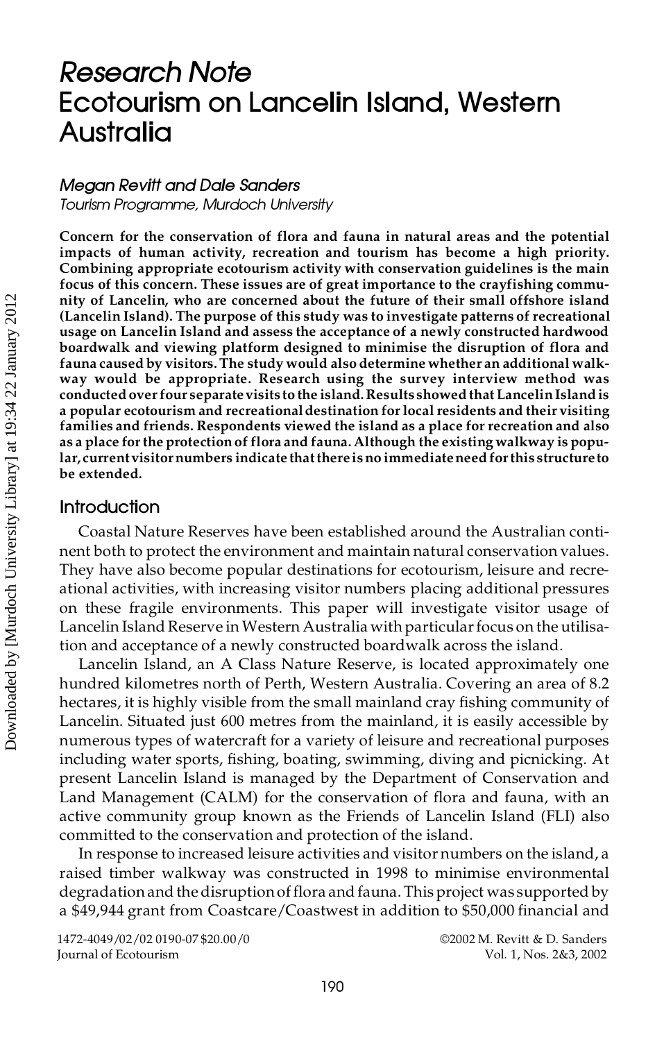# Research Note
# Ecotourism on Lancelin Island, Western Australia

*Megan Revitt and Dale Sanders*
*Tourism Programme, Murdoch University*

**Concern for the conservation of flora and fauna in natural areas and the potential impacts of human activity, recreation and tourism has become a high priority. Combining appropriate ecotourism activity with conservation guidelines is the main focus of this concern. These issues are of great importance to the crayfishing community of Lancelin, who are concerned about the future of their small offshore island (Lancelin Island). The purpose of this study was to investigate patterns of recreational usage on Lancelin Island and assess the acceptance of a newly constructed hardwood boardwalk and viewing platform designed to minimise the disruption of flora and fauna caused by visitors. The study would also determine whether an additional walkway would be appropriate. Research using the survey interview method was conducted over four separate visits to the island. Results showed that Lancelin Island is a popular ecotourism and recreational destination for local residents and their visiting families and friends. Respondents viewed the island as a place for recreation and also as a place for the protection of flora and fauna. Although the existing walkway is popular, current visitor numbers indicate that there is no immediate need for this structure to be extended.**

## Introduction

Coastal Nature Reserves have been established around the Australian continent both to protect the environment and maintain natural conservation values. They have also become popular destinations for ecotourism, leisure and recreational activities, with increasing visitor numbers placing additional pressures on these fragile environments. This paper will investigate visitor usage of Lancelin Island Reserve in Western Australia with particular focus on the utilisation and acceptance of a newly constructed boardwalk across the island.

Lancelin Island, an A Class Nature Reserve, is located approximately one hundred kilometres north of Perth, Western Australia. Covering an area of 8.2 hectares, it is highly visible from the small mainland cray fishing community of Lancelin. Situated just 600 metres from the mainland, it is easily accessible by numerous types of watercraft for a variety of leisure and recreational purposes including water sports, fishing, boating, swimming, diving and picnicking. At present Lancelin Island is managed by the Department of Conservation and Land Management (CALM) for the conservation of flora and fauna, with an active community group known as the Friends of Lancelin Island (FLI) also committed to the conservation and protection of the island.

In response to increased leisure activities and visitor numbers on the island, a raised timber walkway was constructed in 1998 to minimise environmental degradation and the disruption of flora and fauna. This project was supported by a $49,944 grant from Coastcare/Coastwest in addition to $50,000 financial and

1472-4049/02/02 0190-07 $20.00/0 ©2002 M. Revitt & D. Sanders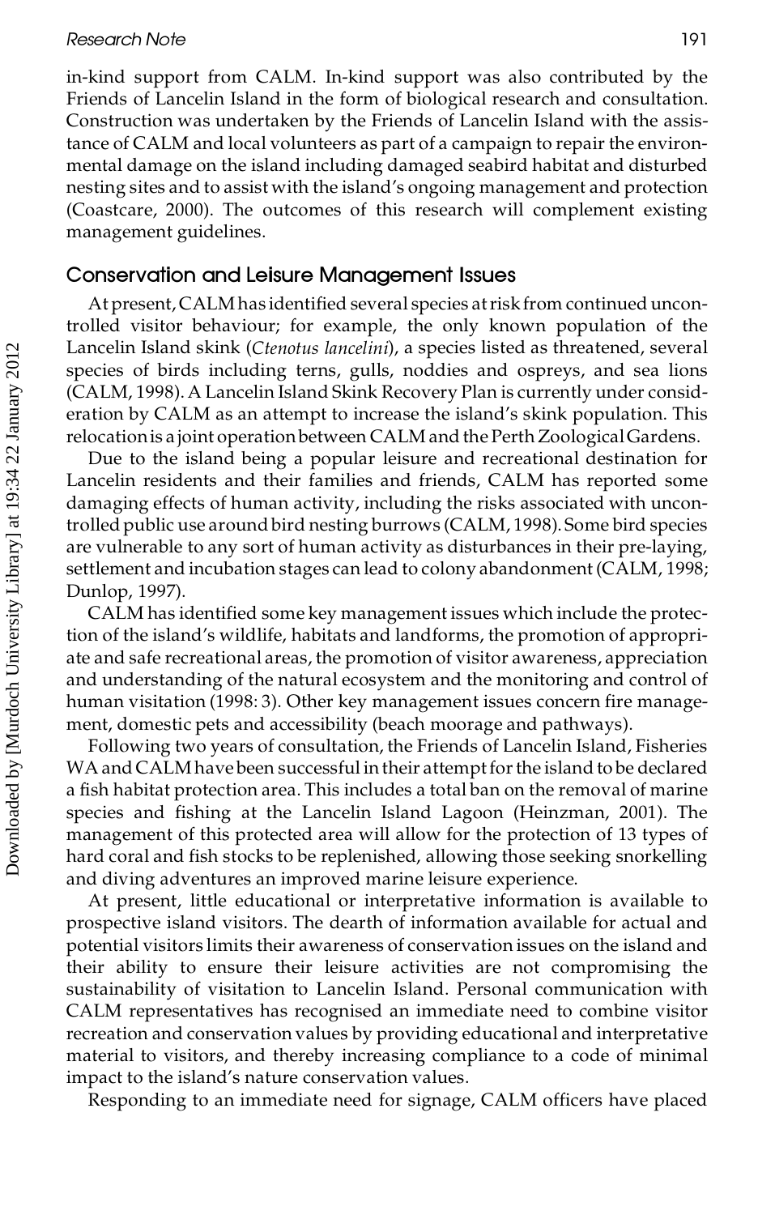in-kind support from CALM. In-kind support was also contributed by the Friends of Lancelin Island in the form of biological research and consultation. Construction was undertaken by the Friends of Lancelin Island with the assistance of CALM and local volunteers as part of a campaign to repair the environmental damage on the island including damaged seabird habitat and disturbed nesting sites and to assist with the island's ongoing management and protection (Coastcare, 2000). The outcomes of this research will complement existing management guidelines.

## Conservation and Leisure Management Issues

At present, CALM has identified several species at risk from continued uncontrolled visitor behaviour; for example, the only known population of the Lancelin Island skink (*Ctenotus lancelini*), a species listed as threatened, several species of birds including terns, gulls, noddies and ospreys, and sea lions (CALM, 1998). A Lancelin Island Skink Recovery Plan is currently under consideration by CALM as an attempt to increase the island's skink population. This relocation is a joint operation between CALM and the Perth Zoological Gardens.

Due to the island being a popular leisure and recreational destination for Lancelin residents and their families and friends, CALM has reported some damaging effects of human activity, including the risks associated with uncontrolled public use around bird nesting burrows (CALM, 1998). Some bird species are vulnerable to any sort of human activity as disturbances in their pre-laying, settlement and incubation stages can lead to colony abandonment (CALM, 1998; Dunlop, 1997).

CALM has identified some key management issues which include the protection of the island's wildlife, habitats and landforms, the promotion of appropriate and safe recreational areas, the promotion of visitor awareness, appreciation and understanding of the natural ecosystem and the monitoring and control of human visitation (1998: 3). Other key management issues concern fire management, domestic pets and accessibility (beach moorage and pathways).

Following two years of consultation, the Friends of Lancelin Island, Fisheries WA and CALM have been successful in their attempt for the island to be declared a fish habitat protection area. This includes a total ban on the removal of marine species and fishing at the Lancelin Island Lagoon (Heinzman, 2001). The management of this protected area will allow for the protection of 13 types of hard coral and fish stocks to be replenished, allowing those seeking snorkelling and diving adventures an improved marine leisure experience.

At present, little educational or interpretative information is available to prospective island visitors. The dearth of information available for actual and potential visitors limits their awareness of conservation issues on the island and their ability to ensure their leisure activities are not compromising the sustainability of visitation to Lancelin Island. Personal communication with CALM representatives has recognised an immediate need to combine visitor recreation and conservation values by providing educational and interpretative material to visitors, and thereby increasing compliance to a code of minimal impact to the island's nature conservation values.

Responding to an immediate need for signage, CALM officers have placed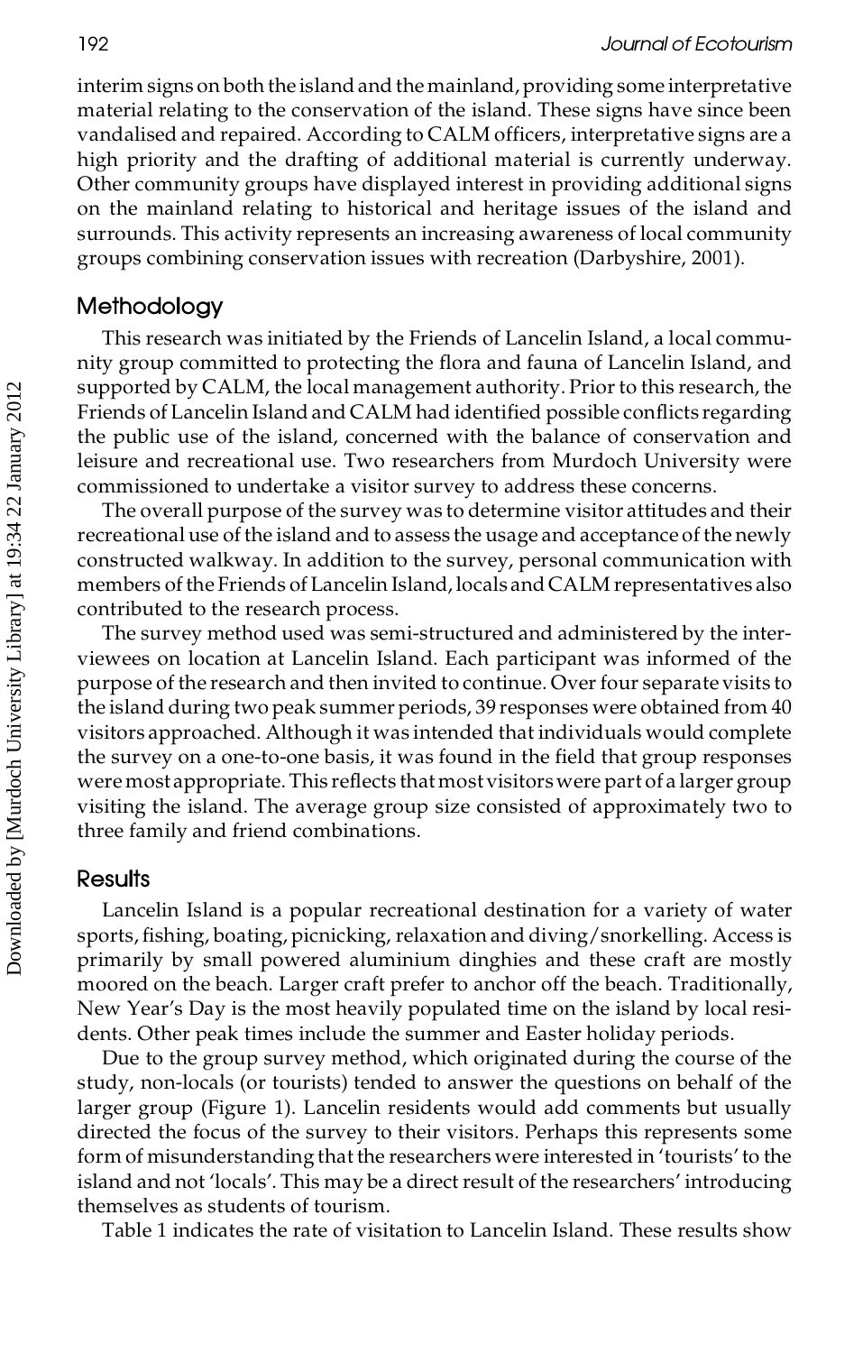interim signs on both the island and the mainland, providing some interpretative material relating to the conservation of the island. These signs have since been vandalised and repaired. According to CALM officers, interpretative signs are a high priority and the drafting of additional material is currently underway. Other community groups have displayed interest in providing additional signs on the mainland relating to historical and heritage issues of the island and surrounds. This activity represents an increasing awareness of local community groups combining conservation issues with recreation (Darbyshire, 2001).

## Methodology

This research was initiated by the Friends of Lancelin Island, a local community group committed to protecting the flora and fauna of Lancelin Island, and supported by CALM, the local management authority. Prior to this research, the Friends of Lancelin Island and CALM had identified possible conflicts regarding the public use of the island, concerned with the balance of conservation and leisure and recreational use. Two researchers from Murdoch University were commissioned to undertake a visitor survey to address these concerns.

The overall purpose of the survey was to determine visitor attitudes and their recreational use of the island and to assess the usage and acceptance of the newly constructed walkway. In addition to the survey, personal communication with members of the Friends of Lancelin Island, locals and CALM representatives also contributed to the research process.

The survey method used was semi-structured and administered by the interviewees on location at Lancelin Island. Each participant was informed of the purpose of the research and then invited to continue. Over four separate visits to the island during two peak summer periods, 39 responses were obtained from 40 visitors approached. Although it was intended that individuals would complete the survey on a one-to-one basis, it was found in the field that group responses were most appropriate. This reflects that most visitors were part of a larger group visiting the island. The average group size consisted of approximately two to three family and friend combinations.

## Results

Lancelin Island is a popular recreational destination for a variety of water sports, fishing, boating, picnicking, relaxation and diving/snorkelling. Access is primarily by small powered aluminium dinghies and these craft are mostly moored on the beach. Larger craft prefer to anchor off the beach. Traditionally, New Year's Day is the most heavily populated time on the island by local residents. Other peak times include the summer and Easter holiday periods.

Due to the group survey method, which originated during the course of the study, non-locals (or tourists) tended to answer the questions on behalf of the larger group (Figure 1). Lancelin residents would add comments but usually directed the focus of the survey to their visitors. Perhaps this represents some form of misunderstanding that the researchers were interested in 'tourists' to the island and not 'locals'. This may be a direct result of the researchers' introducing themselves as students of tourism.

Table 1 indicates the rate of visitation to Lancelin Island. These results show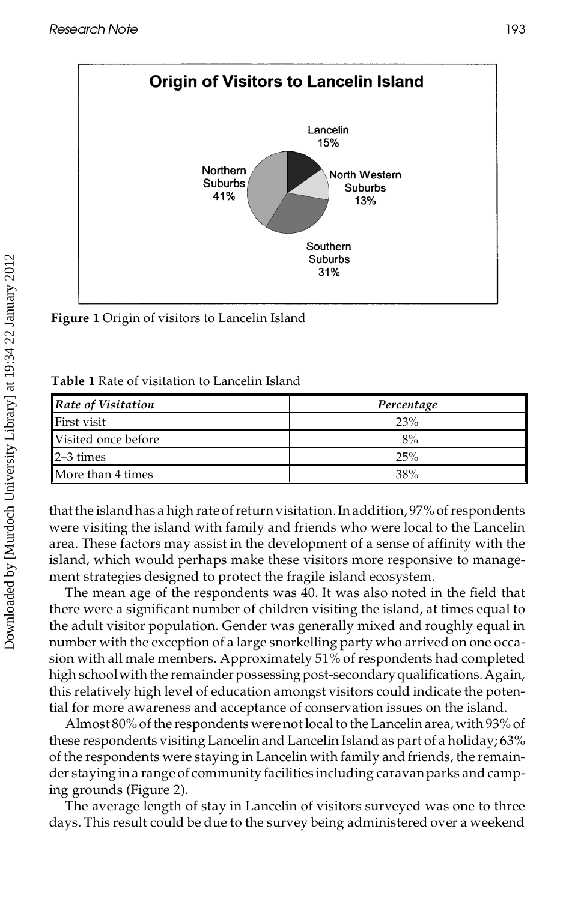Figure 1 Origin of visitors to Lancelin Island

Table 1 Rate of visitation to Lancelin Island

| Rate of Visitation | Percentage |
| --- | --- |
| First visit | 23% |
| Visited once before | 8% |
| 2–3 times | 25% |
| More than 4 times | 38% |

that the island has a high rate of return visitation. In addition, 97% of respondents were visiting the island with family and friends who were local to the Lancelin area. These factors may assist in the development of a sense of affinity with the island, which would perhaps make these visitors more responsive to management strategies designed to protect the fragile island ecosystem.

The mean age of the respondents was 40. It was also noted in the field that there were a significant number of children visiting the island, at times equal to the adult visitor population. Gender was generally mixed and roughly equal in number with the exception of a large snorkelling party who arrived on one occasion with all male members. Approximately 51% of respondents had completed high school with the remainder possessing post-secondary qualifications. Again, this relatively high level of education amongst visitors could indicate the potential for more awareness and acceptance of conservation issues on the island.

Almost 80% of the respondents were not local to the Lancelin area, with 93% of these respondents visiting Lancelin and Lancelin Island as part of a holiday; 63% of the respondents were staying in Lancelin with family and friends, the remainder staying in a range of community facilities including caravan parks and camping grounds (Figure 2).

The average length of stay in Lancelin of visitors surveyed was one to three days. This result could be due to the survey being administered over a weekend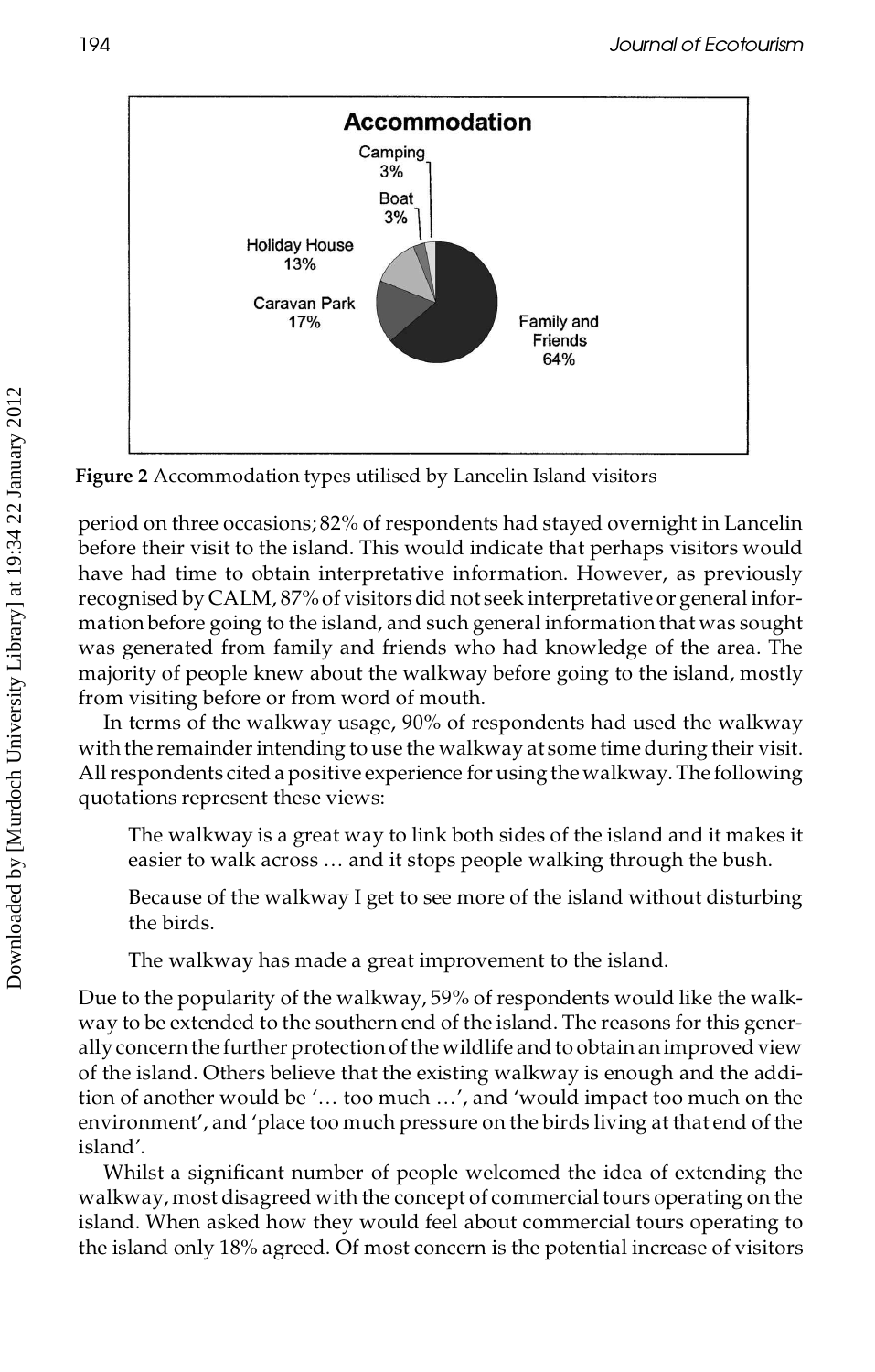**Figure 2** Accommodation types utilised by Lancelin Island visitors

period on three occasions; 82% of respondents had stayed overnight in Lancelin before their visit to the island. This would indicate that perhaps visitors would have had time to obtain interpretative information. However, as previously recognised by CALM, 87% of visitors did not seek interpretative or general information before going to the island, and such general information that was sought was generated from family and friends who had knowledge of the area. The majority of people knew about the walkway before going to the island, mostly from visiting before or from word of mouth.

In terms of the walkway usage, 90% of respondents had used the walkway with the remainder intending to use the walkway at some time during their visit. All respondents cited a positive experience for using the walkway. The following quotations represent these views:

> The walkway is a great way to link both sides of the island and it makes it easier to walk across … and it stops people walking through the bush.

> Because of the walkway I get to see more of the island without disturbing the birds.

> The walkway has made a great improvement to the island.

Due to the popularity of the walkway, 59% of respondents would like the walkway to be extended to the southern end of the island. The reasons for this generally concern the further protection of the wildlife and to obtain an improved view of the island. Others believe that the existing walkway is enough and the addition of another would be '… too much …', and 'would impact too much on the environment', and 'place too much pressure on the birds living at that end of the island'.

Whilst a significant number of people welcomed the idea of extending the walkway, most disagreed with the concept of commercial tours operating on the island. When asked how they would feel about commercial tours operating to the island only 18% agreed. Of most concern is the potential increase of visitors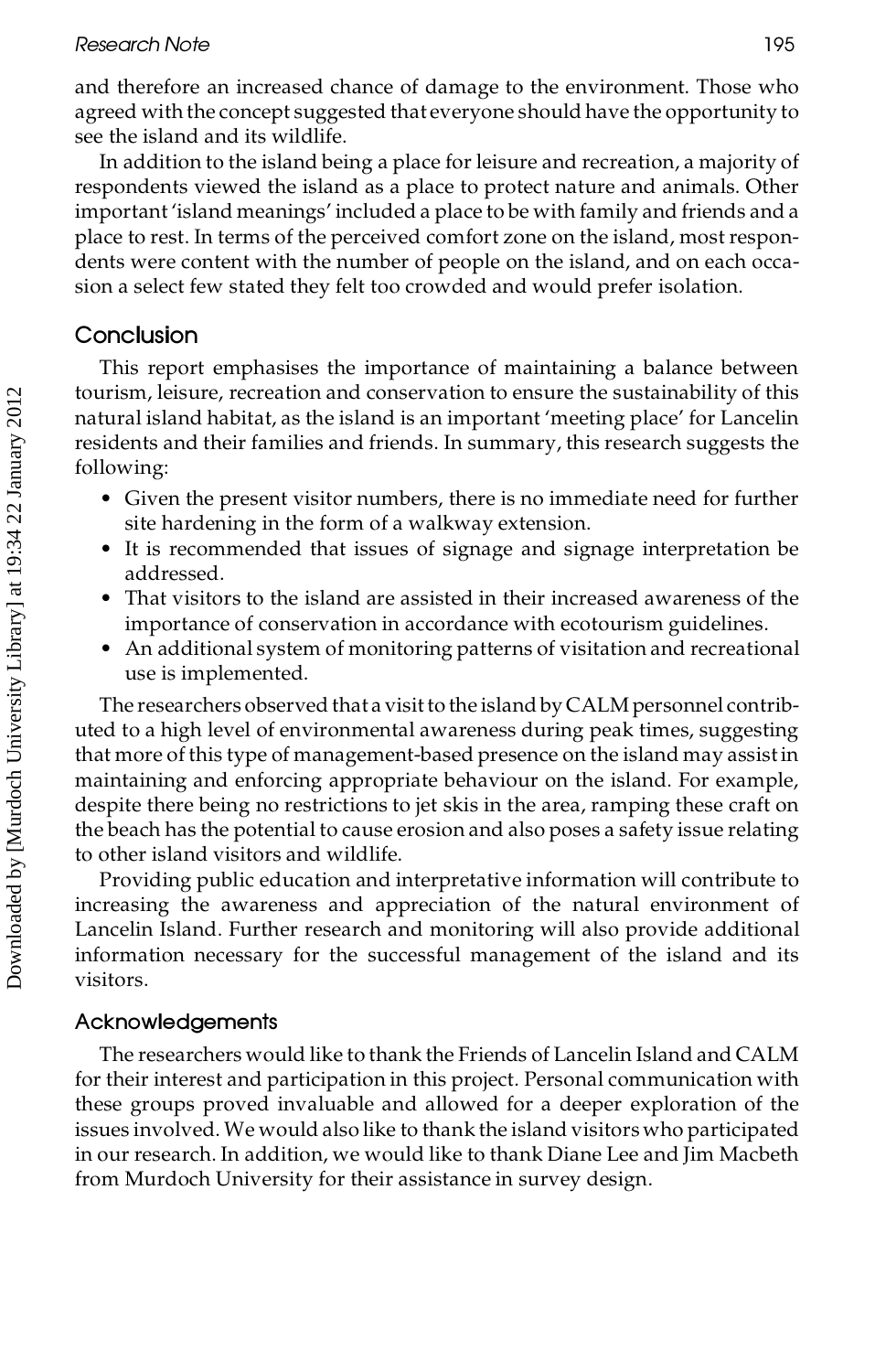and therefore an increased chance of damage to the environment. Those who agreed with the concept suggested that everyone should have the opportunity to see the island and its wildlife.

In addition to the island being a place for leisure and recreation, a majority of respondents viewed the island as a place to protect nature and animals. Other important 'island meanings' included a place to be with family and friends and a place to rest. In terms of the perceived comfort zone on the island, most respondents were content with the number of people on the island, and on each occasion a select few stated they felt too crowded and would prefer isolation.

## Conclusion

This report emphasises the importance of maintaining a balance between tourism, leisure, recreation and conservation to ensure the sustainability of this natural island habitat, as the island is an important 'meeting place' for Lancelin residents and their families and friends. In summary, this research suggests the following:

- Given the present visitor numbers, there is no immediate need for further site hardening in the form of a walkway extension.
- It is recommended that issues of signage and signage interpretation be addressed.
- That visitors to the island are assisted in their increased awareness of the importance of conservation in accordance with ecotourism guidelines.
- An additional system of monitoring patterns of visitation and recreational use is implemented.

The researchers observed that a visit to the island by CALM personnel contributed to a high level of environmental awareness during peak times, suggesting that more of this type of management-based presence on the island may assist in maintaining and enforcing appropriate behaviour on the island. For example, despite there being no restrictions to jet skis in the area, ramping these craft on the beach has the potential to cause erosion and also poses a safety issue relating to other island visitors and wildlife.

Providing public education and interpretative information will contribute to increasing the awareness and appreciation of the natural environment of Lancelin Island. Further research and monitoring will also provide additional information necessary for the successful management of the island and its visitors.

### Acknowledgements

The researchers would like to thank the Friends of Lancelin Island and CALM for their interest and participation in this project. Personal communication with these groups proved invaluable and allowed for a deeper exploration of the issues involved. We would also like to thank the island visitors who participated in our research. In addition, we would like to thank Diane Lee and Jim Macbeth from Murdoch University for their assistance in survey design.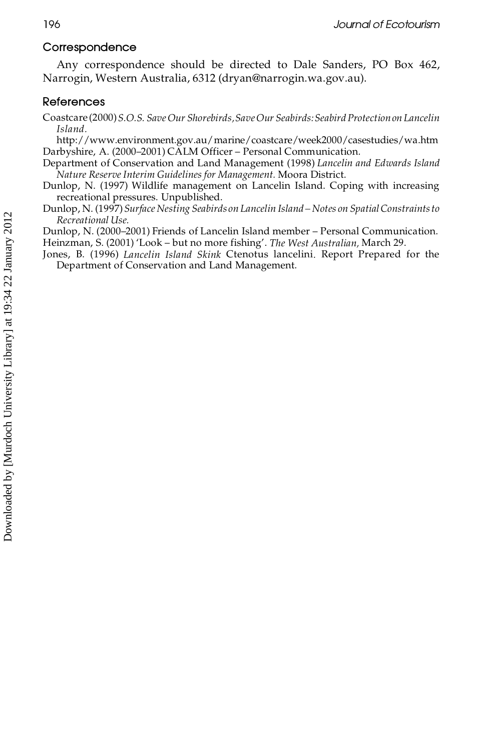## Correspondence

Any correspondence should be directed to Dale Sanders, PO Box 462, Narrogin, Western Australia, 6312 (dryan@narrogin.wa.gov.au).

## References

Coastcare (2000) *S.O.S. Save Our Shorebirds, Save Our Seabirds: Seabird Protection on Lancelin Island.*
http://www.environment.gov.au/marine/coastcare/week2000/casestudies/wa.htm

Darbyshire, A. (2000–2001) CALM Officer – Personal Communication.

Department of Conservation and Land Management (1998) *Lancelin and Edwards Island Nature Reserve Interim Guidelines for Management.* Moora District.

Dunlop, N. (1997) Wildlife management on Lancelin Island. Coping with increasing recreational pressures. Unpublished.

Dunlop, N. (1997) *Surface Nesting Seabirds on Lancelin Island – Notes on Spatial Constraints to Recreational Use.*

Dunlop, N. (2000–2001) Friends of Lancelin Island member – Personal Communication.

Heinzman, S. (2001) 'Look – but no more fishing'. *The West Australian,* March 29.

Jones, B. (1996) *Lancelin Island Skink* Ctenotus lancelini. Report Prepared for the Department of Conservation and Land Management.